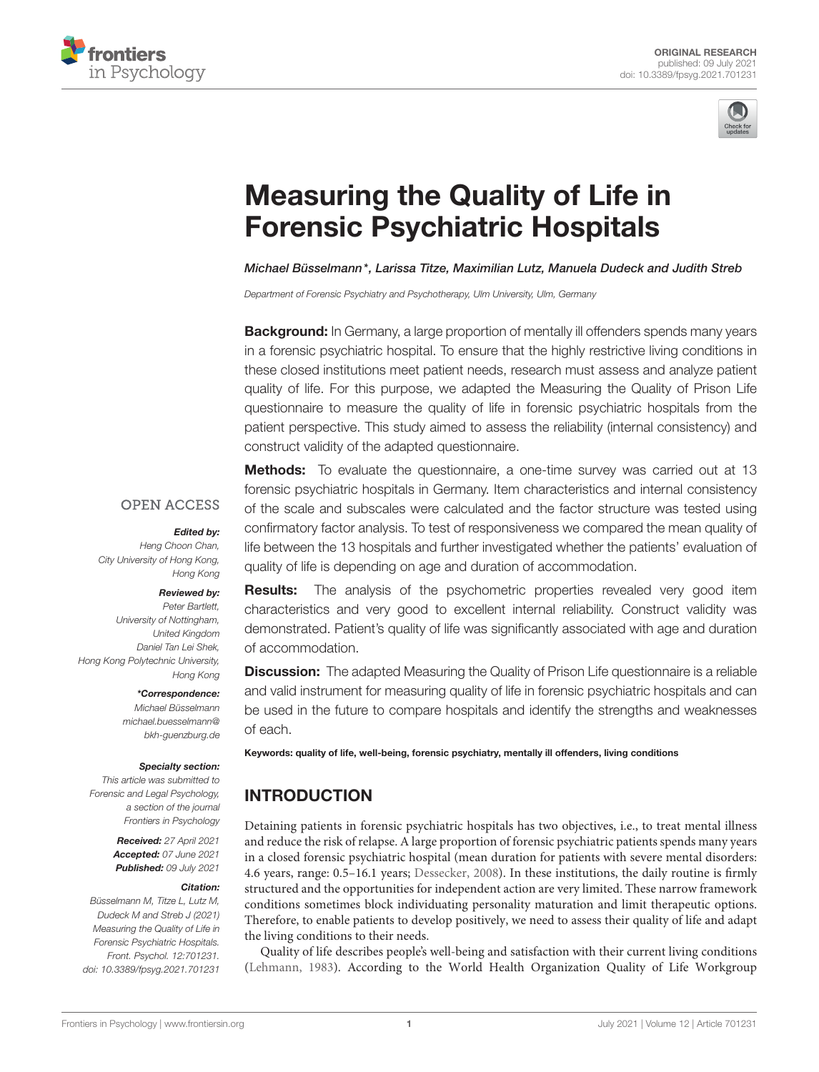ORIGINAL RESEARCH
published: 09 July 2021
doi: 10.3389/fpsyg.2021.701231

# Measuring the Quality of Life in Forensic Psychiatric Hospitals

*Michael Büsselmann\*, Larissa Titze, Maximilian Lutz, Manuela Dudeck and Judith Streb*

*Department of Forensic Psychiatry and Psychotherapy, Ulm University, Ulm, Germany*

**Background:** In Germany, a large proportion of mentally ill offenders spends many years in a forensic psychiatric hospital. To ensure that the highly restrictive living conditions in these closed institutions meet patient needs, research must assess and analyze patient quality of life. For this purpose, we adapted the Measuring the Quality of Prison Life questionnaire to measure the quality of life in forensic psychiatric hospitals from the patient perspective. This study aimed to assess the reliability (internal consistency) and construct validity of the adapted questionnaire.

**Methods:** To evaluate the questionnaire, a one-time survey was carried out at 13 forensic psychiatric hospitals in Germany. Item characteristics and internal consistency of the scale and subscales were calculated and the factor structure was tested using confirmatory factor analysis. To test of responsiveness we compared the mean quality of life between the 13 hospitals and further investigated whether the patients' evaluation of quality of life is depending on age and duration of accommodation.

**Results:** The analysis of the psychometric properties revealed very good item characteristics and very good to excellent internal reliability. Construct validity was demonstrated. Patient's quality of life was significantly associated with age and duration of accommodation.

**Discussion:** The adapted Measuring the Quality of Prison Life questionnaire is a reliable and valid instrument for measuring quality of life in forensic psychiatric hospitals and can be used in the future to compare hospitals and identify the strengths and weaknesses of each.

**Keywords:** quality of life, well-being, forensic psychiatry, mentally ill offenders, living conditions

OPEN ACCESS

***Edited by:***
*Heng Choon Chan, City University of Hong Kong, Hong Kong*

***Reviewed by:***
*Peter Bartlett, University of Nottingham, United Kingdom*
*Daniel Tan Lei Shek, Hong Kong Polytechnic University, Hong Kong*

***\*Correspondence:***
*Michael Büsselmann*
*michael.buesselmann@bkh-guenzburg.de*

***Specialty section:***
*This article was submitted to Forensic and Legal Psychology, a section of the journal Frontiers in Psychology*

***Received:*** *27 April 2021*
***Accepted:*** *07 June 2021*
***Published:*** *09 July 2021*

***Citation:***
*Büsselmann M, Titze L, Lutz M, Dudeck M and Streb J (2021) Measuring the Quality of Life in Forensic Psychiatric Hospitals. Front. Psychol. 12:701231. doi: 10.3389/fpsyg.2021.701231*

## INTRODUCTION

Detaining patients in forensic psychiatric hospitals has two objectives, i.e., to treat mental illness and reduce the risk of relapse. A large proportion of forensic psychiatric patients spends many years in a closed forensic psychiatric hospital (mean duration for patients with severe mental disorders: 4.6 years, range: 0.5–16.1 years; Dessecker, 2008). In these institutions, the daily routine is firmly structured and the opportunities for independent action are very limited. These narrow framework conditions sometimes block individuating personality maturation and limit therapeutic options. Therefore, to enable patients to develop positively, we need to assess their quality of life and adapt the living conditions to their needs.

Quality of life describes people's well-being and satisfaction with their current living conditions (Lehmann, 1983). According to the World Health Organization Quality of Life Workgroup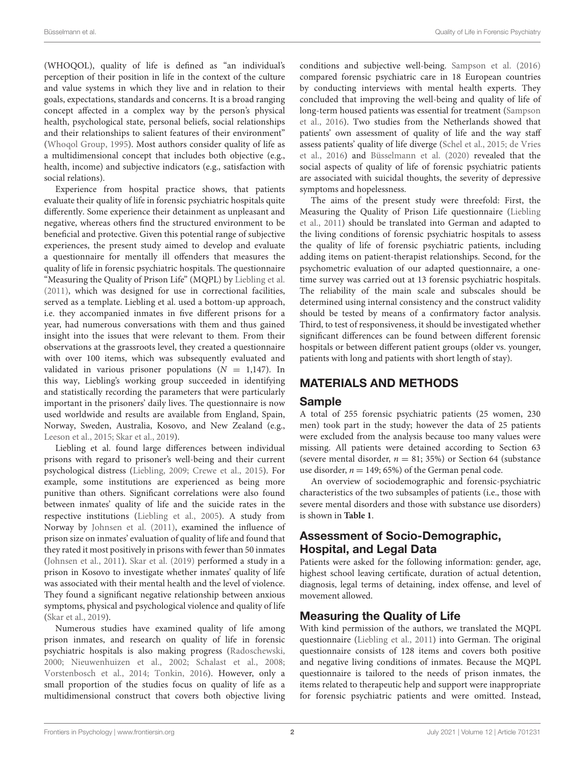(WHOQOL), quality of life is defined as "an individual's perception of their position in life in the context of the culture and value systems in which they live and in relation to their goals, expectations, standards and concerns. It is a broad ranging concept affected in a complex way by the person's physical health, psychological state, personal beliefs, social relationships and their relationships to salient features of their environment" (Whoqol Group, 1995). Most authors consider quality of life as a multidimensional concept that includes both objective (e.g., health, income) and subjective indicators (e.g., satisfaction with social relations).

Experience from hospital practice shows, that patients evaluate their quality of life in forensic psychiatric hospitals quite differently. Some experience their detainment as unpleasant and negative, whereas others find the structured environment to be beneficial and protective. Given this potential range of subjective experiences, the present study aimed to develop and evaluate a questionnaire for mentally ill offenders that measures the quality of life in forensic psychiatric hospitals. The questionnaire "Measuring the Quality of Prison Life" (MQPL) by Liebling et al. (2011), which was designed for use in correctional facilities, served as a template. Liebling et al. used a bottom-up approach, i.e. they accompanied inmates in five different prisons for a year, had numerous conversations with them and thus gained insight into the issues that were relevant to them. From their observations at the grassroots level, they created a questionnaire with over 100 items, which was subsequently evaluated and validated in various prisoner populations ($N = 1{,}147$). In this way, Liebling's working group succeeded in identifying and statistically recording the parameters that were particularly important in the prisoners' daily lives. The questionnaire is now used worldwide and results are available from England, Spain, Norway, Sweden, Australia, Kosovo, and New Zealand (e.g., Leeson et al., 2015; Skar et al., 2019).

Liebling et al. found large differences between individual prisons with regard to prisoner's well-being and their current psychological distress (Liebling, 2009; Crewe et al., 2015). For example, some institutions are experienced as being more punitive than others. Significant correlations were also found between inmates' quality of life and the suicide rates in the respective institutions (Liebling et al., 2005). A study from Norway by Johnsen et al. (2011), examined the influence of prison size on inmates' evaluation of quality of life and found that they rated it most positively in prisons with fewer than 50 inmates (Johnsen et al., 2011). Skar et al. (2019) performed a study in a prison in Kosovo to investigate whether inmates' quality of life was associated with their mental health and the level of violence. They found a significant negative relationship between anxious symptoms, physical and psychological violence and quality of life (Skar et al., 2019).

Numerous studies have examined quality of life among prison inmates, and research on quality of life in forensic psychiatric hospitals is also making progress (Radoschewski, 2000; Nieuwenhuizen et al., 2002; Schalast et al., 2008; Vorstenbosch et al., 2014; Tonkin, 2016). However, only a small proportion of the studies focus on quality of life as a multidimensional construct that covers both objective living conditions and subjective well-being. Sampson et al. (2016) compared forensic psychiatric care in 18 European countries by conducting interviews with mental health experts. They concluded that improving the well-being and quality of life of long-term housed patients was essential for treatment (Sampson et al., 2016). Two studies from the Netherlands showed that patients' own assessment of quality of life and the way staff assess patients' quality of life diverge (Schel et al., 2015; de Vries et al., 2016) and Büsselmann et al. (2020) revealed that the social aspects of quality of life of forensic psychiatric patients are associated with suicidal thoughts, the severity of depressive symptoms and hopelessness.

The aims of the present study were threefold: First, the Measuring the Quality of Prison Life questionnaire (Liebling et al., 2011) should be translated into German and adapted to the living conditions of forensic psychiatric hospitals to assess the quality of life of forensic psychiatric patients, including adding items on patient-therapist relationships. Second, for the psychometric evaluation of our adapted questionnaire, a one-time survey was carried out at 13 forensic psychiatric hospitals. The reliability of the main scale and subscales should be determined using internal consistency and the construct validity should be tested by means of a confirmatory factor analysis. Third, to test of responsiveness, it should be investigated whether significant differences can be found between different forensic hospitals or between different patient groups (older vs. younger, patients with long and patients with short length of stay).

## MATERIALS AND METHODS

### Sample

A total of 255 forensic psychiatric patients (25 women, 230 men) took part in the study; however the data of 25 patients were excluded from the analysis because too many values were missing. All patients were detained according to Section 63 (severe mental disorder, $n = 81$; 35%) or Section 64 (substance use disorder, $n = 149$; 65%) of the German penal code.

An overview of sociodemographic and forensic-psychiatric characteristics of the two subsamples of patients (i.e., those with severe mental disorders and those with substance use disorders) is shown in **Table 1**.

### Assessment of Socio-Demographic, Hospital, and Legal Data

Patients were asked for the following information: gender, age, highest school leaving certificate, duration of actual detention, diagnosis, legal terms of detaining, index offense, and level of movement allowed.

### Measuring the Quality of Life

With kind permission of the authors, we translated the MQPL questionnaire (Liebling et al., 2011) into German. The original questionnaire consists of 128 items and covers both positive and negative living conditions of inmates. Because the MQPL questionnaire is tailored to the needs of prison inmates, the items related to therapeutic help and support were inappropriate for forensic psychiatric patients and were omitted. Instead,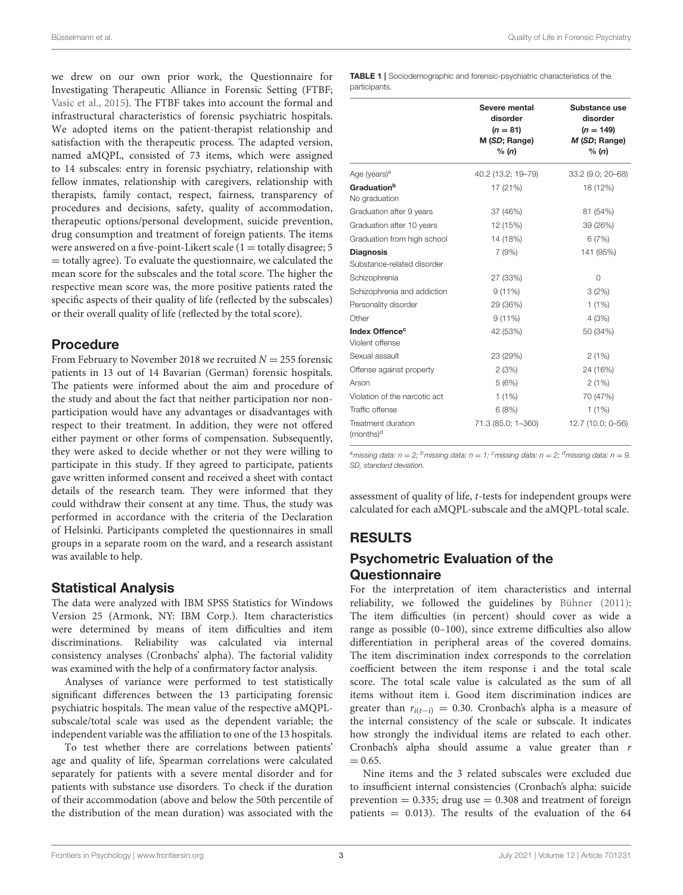we drew on our own prior work, the Questionnaire for Investigating Therapeutic Alliance in Forensic Setting (FTBF; Vasic et al., 2015). The FTBF takes into account the formal and infrastructural characteristics of forensic psychiatric hospitals. We adopted items on the patient-therapist relationship and satisfaction with the therapeutic process. The adapted version, named aMQPL, consisted of 73 items, which were assigned to 14 subscales: entry in forensic psychiatry, relationship with fellow inmates, relationship with caregivers, relationship with therapists, family contact, respect, fairness, transparency of procedures and decisions, safety, quality of accommodation, therapeutic options/personal development, suicide prevention, drug consumption and treatment of foreign patients. The items were answered on a five-point-Likert scale (1 = totally disagree; 5 = totally agree). To evaluate the questionnaire, we calculated the mean score for the subscales and the total score. The higher the respective mean score was, the more positive patients rated the specific aspects of their quality of life (reflected by the subscales) or their overall quality of life (reflected by the total score).

## Procedure

From February to November 2018 we recruited $N = 255$ forensic patients in 13 out of 14 Bavarian (German) forensic hospitals. The patients were informed about the aim and procedure of the study and about the fact that neither participation nor non-participation would have any advantages or disadvantages with respect to their treatment. In addition, they were not offered either payment or other forms of compensation. Subsequently, they were asked to decide whether or not they were willing to participate in this study. If they agreed to participate, patients gave written informed consent and received a sheet with contact details of the research team. They were informed that they could withdraw their consent at any time. Thus, the study was performed in accordance with the criteria of the Declaration of Helsinki. Participants completed the questionnaires in small groups in a separate room on the ward, and a research assistant was available to help.

## Statistical Analysis

The data were analyzed with IBM SPSS Statistics for Windows Version 25 (Armonk, NY: IBM Corp.). Item characteristics were determined by means of item difficulties and item discriminations. Reliability was calculated via internal consistency analyses (Cronbachs' alpha). The factorial validity was examined with the help of a confirmatory factor analysis.

Analyses of variance were performed to test statistically significant differences between the 13 participating forensic psychiatric hospitals. The mean value of the respective aMQPL-subscale/total scale was used as the dependent variable; the independent variable was the affiliation to one of the 13 hospitals.

To test whether there are correlations between patients' age and quality of life, Spearman correlations were calculated separately for patients with a severe mental disorder and for patients with substance use disorders. To check if the duration of their accommodation (above and below the 50th percentile of the distribution of the mean duration) was associated with the assessment of quality of life, *t*-tests for independent groups were calculated for each aMQPL-subscale and the aMQPL-total scale.

**TABLE 1** | Sociodemographic and forensic-psychiatric characteristics of the participants.

| | **Severe mental disorder ($n = 81$) M (*SD*; Range) % (*n*)** | **Substance use disorder ($n = 149$) *M* (*SD*; Range) % (*n*)** |
|---|---|---|
| Age (years)[a] | 40.2 (13.2; 19–79) | 33.2 (9.0; 20–68) |
| **Graduation[b]** | | |
| No graduation | 17 (21%) | 18 (12%) |
| Graduation after 9 years | 37 (46%) | 81 (54%) |
| Graduation after 10 years | 12 (15%) | 39 (26%) |
| Graduation from high school | 14 (18%) | 6 (7%) |
| **Diagnosis** | | |
| Substance-related disorder | 7 (9%) | 141 (95%) |
| Schizophrenia | 27 (33%) | 0 |
| Schizophrenia and addiction | 9 (11%) | 3 (2%) |
| Personality disorder | 29 (36%) | 1 (1%) |
| Other | 9 (11%) | 4 (3%) |
| **Index Offence[c]** | | |
| Violent offense | 42 (53%) | 50 (34%) |
| Sexual assault | 23 (29%) | 2 (1%) |
| Offense against property | 2 (3%) | 24 (16%) |
| Arson | 5 (6%) | 2 (1%) |
| Violation of the narcotic act | 1 (1%) | 70 (47%) |
| Traffic offense | 6 (8%) | 1 (1%) |
| Treatment duration (months)[d] | 71.3 (85.0; 1–360) | 12.7 (10.0; 0–56) |

[a]*missing data: n = 2;* [b]*missing data: n = 1;* [c]*missing data: n = 2;* [d]*missing data: n = 9. SD, standard deviation.*

# RESULTS

## Psychometric Evaluation of the Questionnaire

For the interpretation of item characteristics and internal reliability, we followed the guidelines by Bühner (2011): The item difficulties (in percent) should cover as wide a range as possible (0–100), since extreme difficulties also allow differentiation in peripheral areas of the covered domains. The item discrimination index corresponds to the correlation coefficient between the item response i and the total scale score. The total scale value is calculated as the sum of all items without item i. Good item discrimination indices are greater than $r_{i(t-i)} = 0.30$. Cronbach's alpha is a measure of the internal consistency of the scale or subscale. It indicates how strongly the individual items are related to each other. Cronbach's alpha should assume a value greater than $r = 0.65$.

Nine items and the 3 related subscales were excluded due to insufficient internal consistencies (Cronbach's alpha: suicide prevention = 0.335; drug use = 0.308 and treatment of foreign patients = 0.013). The results of the evaluation of the 64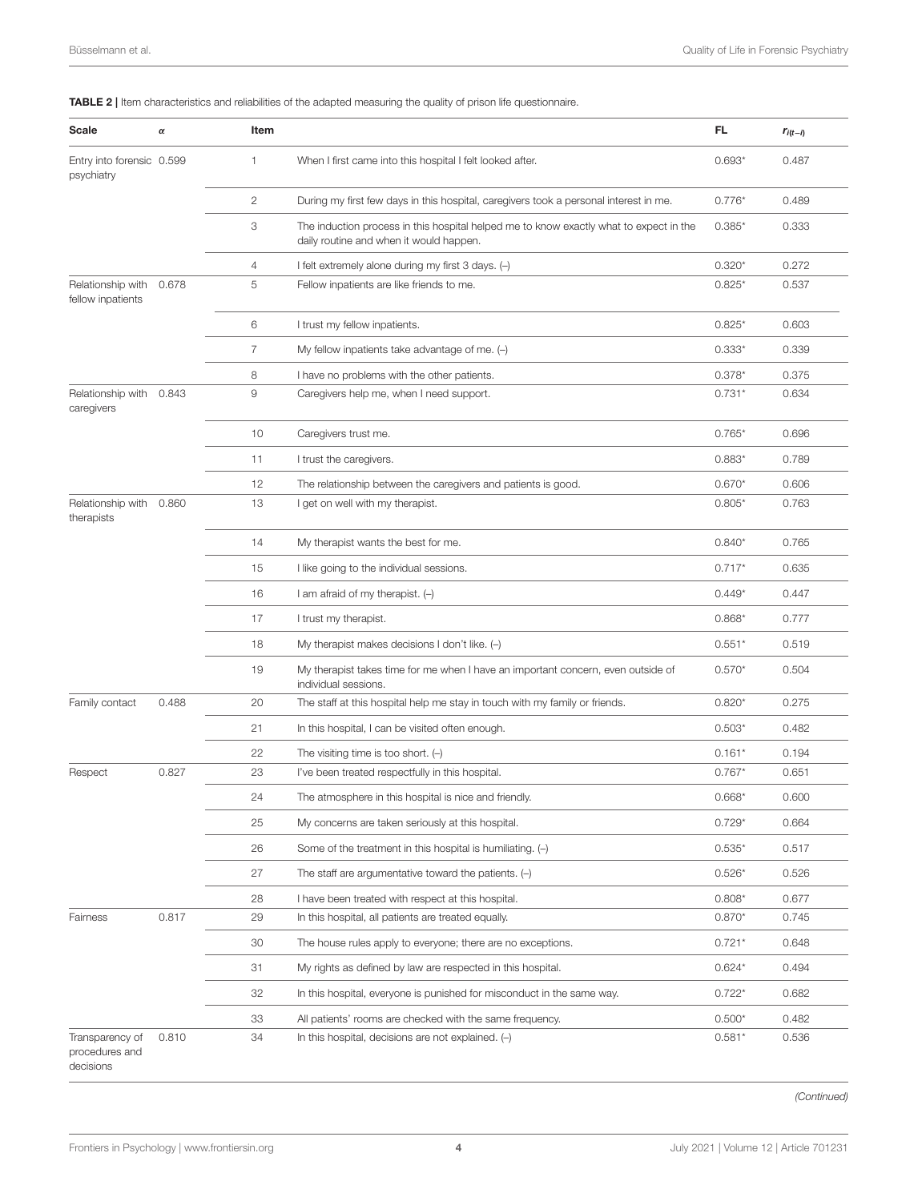**TABLE 2 |** Item characteristics and reliabilities of the adapted measuring the quality of prison life questionnaire.

| Scale | $\alpha$ | Item | | FL | $r_{i(t-i)}$ |
|---|---|---|---|---|---|
| Entry into forensic psychiatry | 0.599 | 1 | When I first came into this hospital I felt looked after. | 0.693* | 0.487 |
| | | 2 | During my first few days in this hospital, caregivers took a personal interest in me. | 0.776* | 0.489 |
| | | 3 | The induction process in this hospital helped me to know exactly what to expect in the daily routine and when it would happen. | 0.385* | 0.333 |
| | | 4 | I felt extremely alone during my first 3 days. (–) | 0.320* | 0.272 |
| Relationship with fellow inpatients | 0.678 | 5 | Fellow inpatients are like friends to me. | 0.825* | 0.537 |
| | | 6 | I trust my fellow inpatients. | 0.825* | 0.603 |
| | | 7 | My fellow inpatients take advantage of me. (–) | 0.333* | 0.339 |
| | | 8 | I have no problems with the other patients. | 0.378* | 0.375 |
| Relationship with caregivers | 0.843 | 9 | Caregivers help me, when I need support. | 0.731* | 0.634 |
| | | 10 | Caregivers trust me. | 0.765* | 0.696 |
| | | 11 | I trust the caregivers. | 0.883* | 0.789 |
| | | 12 | The relationship between the caregivers and patients is good. | 0.670* | 0.606 |
| Relationship with therapists | 0.860 | 13 | I get on well with my therapist. | 0.805* | 0.763 |
| | | 14 | My therapist wants the best for me. | 0.840* | 0.765 |
| | | 15 | I like going to the individual sessions. | 0.717* | 0.635 |
| | | 16 | I am afraid of my therapist. (–) | 0.449* | 0.447 |
| | | 17 | I trust my therapist. | 0.868* | 0.777 |
| | | 18 | My therapist makes decisions I don't like. (–) | 0.551* | 0.519 |
| | | 19 | My therapist takes time for me when I have an important concern, even outside of individual sessions. | 0.570* | 0.504 |
| Family contact | 0.488 | 20 | The staff at this hospital help me stay in touch with my family or friends. | 0.820* | 0.275 |
| | | 21 | In this hospital, I can be visited often enough. | 0.503* | 0.482 |
| | | 22 | The visiting time is too short. (–) | 0.161* | 0.194 |
| Respect | 0.827 | 23 | I've been treated respectfully in this hospital. | 0.767* | 0.651 |
| | | 24 | The atmosphere in this hospital is nice and friendly. | 0.668* | 0.600 |
| | | 25 | My concerns are taken seriously at this hospital. | 0.729* | 0.664 |
| | | 26 | Some of the treatment in this hospital is humiliating. (–) | 0.535* | 0.517 |
| | | 27 | The staff are argumentative toward the patients. (–) | 0.526* | 0.526 |
| | | 28 | I have been treated with respect at this hospital. | 0.808* | 0.677 |
| Fairness | 0.817 | 29 | In this hospital, all patients are treated equally. | 0.870* | 0.745 |
| | | 30 | The house rules apply to everyone; there are no exceptions. | 0.721* | 0.648 |
| | | 31 | My rights as defined by law are respected in this hospital. | 0.624* | 0.494 |
| | | 32 | In this hospital, everyone is punished for misconduct in the same way. | 0.722* | 0.682 |
| | | 33 | All patients' rooms are checked with the same frequency. | 0.500* | 0.482 |
| Transparency of procedures and decisions | 0.810 | 34 | In this hospital, decisions are not explained. (–) | 0.581* | 0.536 |

*(Continued)*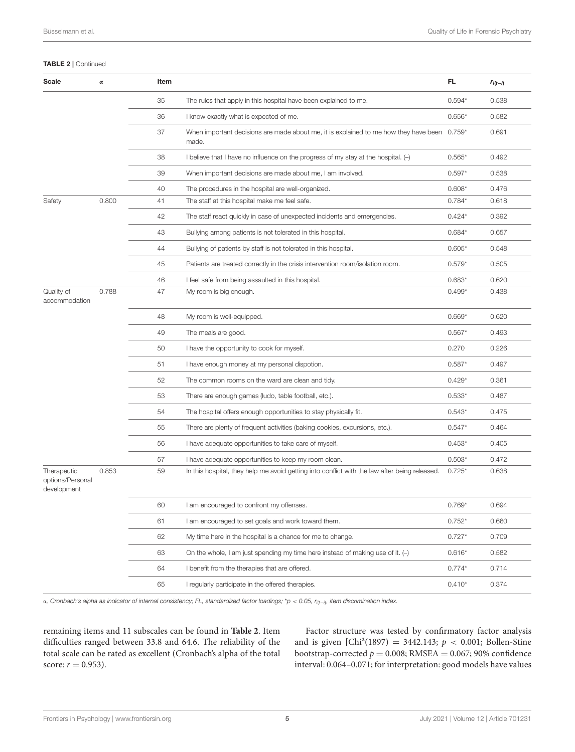**TABLE 2** | Continued

| Scale | α | Item | | FL | $r_{i(t-i)}$ |
|---|---|---|---|---|---|
| | | 35 | The rules that apply in this hospital have been explained to me. | 0.594* | 0.538 |
| | | 36 | I know exactly what is expected of me. | 0.656* | 0.582 |
| | | 37 | When important decisions are made about me, it is explained to me how they have been made. | 0.759* | 0.691 |
| | | 38 | I believe that I have no influence on the progress of my stay at the hospital. (–) | 0.565* | 0.492 |
| | | 39 | When important decisions are made about me, I am involved. | 0.597* | 0.538 |
| | | 40 | The procedures in the hospital are well-organized. | 0.608* | 0.476 |
| Safety | 0.800 | 41 | The staff at this hospital make me feel safe. | 0.784* | 0.618 |
| | | 42 | The staff react quickly in case of unexpected incidents and emergencies. | 0.424* | 0.392 |
| | | 43 | Bullying among patients is not tolerated in this hospital. | 0.684* | 0.657 |
| | | 44 | Bullying of patients by staff is not tolerated in this hospital. | 0.605* | 0.548 |
| | | 45 | Patients are treated correctly in the crisis intervention room/isolation room. | 0.579* | 0.505 |
| | | 46 | I feel safe from being assaulted in this hospital. | 0.683* | 0.620 |
| Quality of accommodation | 0.788 | 47 | My room is big enough. | 0.499* | 0.438 |
| | | 48 | My room is well-equipped. | 0.669* | 0.620 |
| | | 49 | The meals are good. | 0.567* | 0.493 |
| | | 50 | I have the opportunity to cook for myself. | 0.270 | 0.226 |
| | | 51 | I have enough money at my personal dispotion. | 0.587* | 0.497 |
| | | 52 | The common rooms on the ward are clean and tidy. | 0.429* | 0.361 |
| | | 53 | There are enough games (ludo, table football, etc.). | 0.533* | 0.487 |
| | | 54 | The hospital offers enough opportunities to stay physically fit. | 0.543* | 0.475 |
| | | 55 | There are plenty of frequent activities (baking cookies, excursions, etc.). | 0.547* | 0.464 |
| | | 56 | I have adequate opportunities to take care of myself. | 0.453* | 0.405 |
| | | 57 | I have adequate opportunities to keep my room clean. | 0.503* | 0.472 |
| Therapeutic options/Personal development | 0.853 | 59 | In this hospital, they help me avoid getting into conflict with the law after being released. | 0.725* | 0.638 |
| | | 60 | I am encouraged to confront my offenses. | 0.769* | 0.694 |
| | | 61 | I am encouraged to set goals and work toward them. | 0.752* | 0.660 |
| | | 62 | My time here in the hospital is a chance for me to change. | 0.727* | 0.709 |
| | | 63 | On the whole, I am just spending my time here instead of making use of it. (–) | 0.616* | 0.582 |
| | | 64 | I benefit from the therapies that are offered. | 0.774* | 0.714 |
| | | 65 | I regularly participate in the offered therapies. | 0.410* | 0.374 |

*α, Cronbach's alpha as indicator of internal consistency; FL, standardized factor loadings; *$p < 0.05$, $r_{i(t-i)}$, item discrimination index.*

remaining items and 11 subscales can be found in **Table 2**. Item difficulties ranged between 33.8 and 64.6. The reliability of the total scale can be rated as excellent (Cronbach's alpha of the total score: $r = 0.953$).

Factor structure was tested by confirmatory factor analysis and is given [$Chi^2(1897) = 3442.143$; $p < 0.001$; Bollen-Stine bootstrap-corrected $p = 0.008$; RMSEA $= 0.067$; 90% confidence interval: 0.064–0.071; for interpretation: good models have values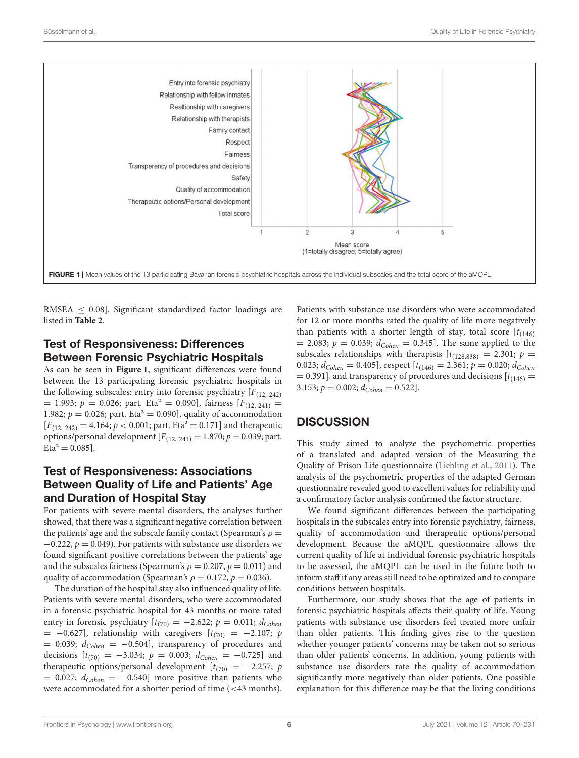FIGURE 1 | Mean values of the 13 participating Bavarian forensic psychiatric hospitals across the individual subscales and the total score of the aMOPL.

RMSEA $\leq$ 0.08]. Significant standardized factor loadings are listed in **Table 2**.

## Test of Responsiveness: Differences Between Forensic Psychiatric Hospitals

As can be seen in **Figure 1**, significant differences were found between the 13 participating forensic psychiatric hospitals in the following subscales: *e*ntry into forensic psychiatry [$F_{(12,\ 242)} = 1.993$; $p = 0.026$; part. Eta$^2$ = 0.090], fairness [$F_{(12,\ 241)} = 1.982$; $p = 0.026$; part. Eta$^2$ = 0.090], quality of accommodation [$F_{(12,\ 242)} = 4.164$; $p < 0.001$; part. Eta$^2$ = 0.171] and therapeutic options/personal development [$F_{(12,\ 241)} = 1.870$; $p = 0.039$; part. Eta$^2$ = 0.085].

## Test of Responsiveness: Associations Between Quality of Life and Patients' Age and Duration of Hospital Stay

For patients with severe mental disorders, the analyses further showed, that there was a significant negative correlation between the patients' age and the subscale family contact (Spearman's $\rho = -0.222$, $p = 0.049$). For patients with substance use disorders we found significant positive correlations between the patients' age and the subscales fairness (Spearman's $\rho = 0.207$, $p = 0.011$) and quality of accommodation (Spearman's $\rho = 0.172$, $p = 0.036$).

The duration of the hospital stay also influenced quality of life. Patients with severe mental disorders, who were accommodated in a forensic psychiatric hospital for 43 months or more rated entry in forensic psychiatry [$t_{(70)} = -2.622$; $p = 0.011$; $d_{Cohen} = -0.627$], relationship with caregivers [$t_{(70)} = -2.107$; $p = 0.039$; $d_{Cohen} = -0.504$], transparency of procedures and decisions [$t_{(70)} = -3.034$; $p = 0.003$; $d_{Cohen} = -0.725$] and therapeutic options/personal development [$t_{(70)} = -2.257$; $p = 0.027$; $d_{Cohen} = -0.540$] more positive than patients who were accommodated for a shorter period of time (<43 months). Patients with substance use disorders who were accommodated for 12 or more months rated the quality of life more negatively than patients with a shorter length of stay, total score [$t_{(146)} = 2.083$; $p = 0.039$; $d_{Cohen} = 0.345$]. The same applied to the subscales relationships with therapists [$t_{(128{,}838)} = 2.301$; $p = 0.023$; $d_{Cohen} = 0.405$], respect [$t_{(146)} = 2.361$; $p = 0.020$; $d_{Cohen} = 0.391$], and transparency of procedures and decisions [$t_{(146)} = 3.153$; $p = 0.002$; $d_{Cohen} = 0.522$].

# DISCUSSION

This study aimed to analyze the psychometric properties of a translated and adapted version of the Measuring the Quality of Prison Life questionnaire (Liebling et al., 2011). The analysis of the psychometric properties of the adapted German questionnaire revealed good to excellent values for reliability and a confirmatory factor analysis confirmed the factor structure.

We found significant differences between the participating hospitals in the subscales entry into forensic psychiatry, fairness, quality of accommodation and therapeutic options/personal development. Because the aMQPL questionnaire allows the current quality of life at individual forensic psychiatric hospitals to be assessed, the aMQPL can be used in the future both to inform staff if any areas still need to be optimized and to compare conditions between hospitals.

Furthermore, our study shows that the age of patients in forensic psychiatric hospitals affects their quality of life. Young patients with substance use disorders feel treated more unfair than older patients. This finding gives rise to the question whether younger patients' concerns may be taken not so serious than older patients' concerns. In addition, young patients with substance use disorders rate the quality of accommodation significantly more negatively than older patients. One possible explanation for this difference may be that the living conditions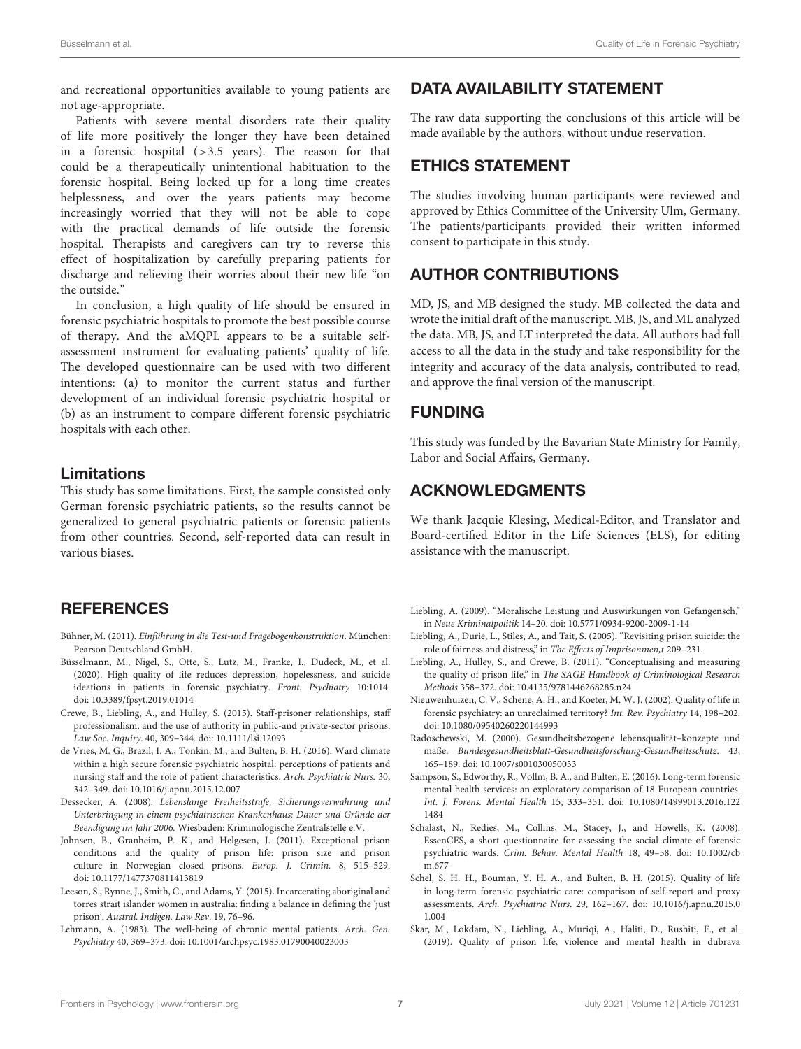and recreational opportunities available to young patients are not age-appropriate.

Patients with severe mental disorders rate their quality of life more positively the longer they have been detained in a forensic hospital (>3.5 years). The reason for that could be a therapeutically unintentional habituation to the forensic hospital. Being locked up for a long time creates helplessness, and over the years patients may become increasingly worried that they will not be able to cope with the practical demands of life outside the forensic hospital. Therapists and caregivers can try to reverse this effect of hospitalization by carefully preparing patients for discharge and relieving their worries about their new life "on the outside."

In conclusion, a high quality of life should be ensured in forensic psychiatric hospitals to promote the best possible course of therapy. And the aMQPL appears to be a suitable self-assessment instrument for evaluating patients' quality of life. The developed questionnaire can be used with two different intentions: (a) to monitor the current status and further development of an individual forensic psychiatric hospital or (b) as an instrument to compare different forensic psychiatric hospitals with each other.

### Limitations

This study has some limitations. First, the sample consisted only German forensic psychiatric patients, so the results cannot be generalized to general psychiatric patients or forensic patients from other countries. Second, self-reported data can result in various biases.

## DATA AVAILABILITY STATEMENT

The raw data supporting the conclusions of this article will be made available by the authors, without undue reservation.

## ETHICS STATEMENT

The studies involving human participants were reviewed and approved by Ethics Committee of the University Ulm, Germany. The patients/participants provided their written informed consent to participate in this study.

## AUTHOR CONTRIBUTIONS

MD, JS, and MB designed the study. MB collected the data and wrote the initial draft of the manuscript. MB, JS, and ML analyzed the data. MB, JS, and LT interpreted the data. All authors had full access to all the data in the study and take responsibility for the integrity and accuracy of the data analysis, contributed to read, and approve the final version of the manuscript.

## FUNDING

This study was funded by the Bavarian State Ministry for Family, Labor and Social Affairs, Germany.

## ACKNOWLEDGMENTS

We thank Jacquie Klesing, Medical-Editor, and Translator and Board-certified Editor in the Life Sciences (ELS), for editing assistance with the manuscript.

## REFERENCES

Bühner, M. (2011). *Einführung in die Test-und Fragebogenkonstruktion*. München: Pearson Deutschland GmbH.

Büsselmann, M., Nigel, S., Otte, S., Lutz, M., Franke, I., Dudeck, M., et al. (2020). High quality of life reduces depression, hopelessness, and suicide ideations in patients in forensic psychiatry. *Front. Psychiatry* 10:1014. doi: 10.3389/fpsyt.2019.01014

Crewe, B., Liebling, A., and Hulley, S. (2015). Staff-prisoner relationships, staff professionalism, and the use of authority in public-and private-sector prisons. *Law Soc. Inquiry*. 40, 309–344. doi: 10.1111/lsi.12093

de Vries, M. G., Brazil, I. A., Tonkin, M., and Bulten, B. H. (2016). Ward climate within a high secure forensic psychiatric hospital: perceptions of patients and nursing staff and the role of patient characteristics. *Arch. Psychiatric Nurs.* 30, 342–349. doi: 10.1016/j.apnu.2015.12.007

Dessecker, A. (2008). *Lebenslange Freiheitsstrafe, Sicherungsverwahrung und Unterbringung in einem psychiatrischen Krankenhaus: Dauer und Gründe der Beendigung im Jahr 2006.* Wiesbaden: Kriminologische Zentralstelle e.V.

Johnsen, B., Granheim, P. K., and Helgesen, J. (2011). Exceptional prison conditions and the quality of prison life: prison size and prison culture in Norwegian closed prisons. *Europ. J. Crimin.* 8, 515–529. doi: 10.1177/1477370811413819

Leeson, S., Rynne, J., Smith, C., and Adams, Y. (2015). Incarcerating aboriginal and torres strait islander women in australia: finding a balance in defining the 'just prison'. *Austral. Indigen. Law Rev*. 19, 76–96.

Lehmann, A. (1983). The well-being of chronic mental patients. *Arch. Gen. Psychiatry* 40, 369–373. doi: 10.1001/archpsyc.1983.01790040023003

Liebling, A. (2009). "Moralische Leistung und Auswirkungen von Gefangensch," in *Neue Kriminalpolitik* 14–20. doi: 10.5771/0934-9200-2009-1-14

Liebling, A., Durie, L., Stiles, A., and Tait, S. (2005). "Revisiting prison suicide: the role of fairness and distress," in *The Effects of Imprisonmen,t* 209–231.

Liebling, A., Hulley, S., and Crewe, B. (2011). "Conceptualising and measuring the quality of prison life," in *The SAGE Handbook of Criminological Research Methods* 358–372. doi: 10.4135/9781446268285.n24

Nieuwenhuizen, C. V., Schene, A. H., and Koeter, M. W. J. (2002). Quality of life in forensic psychiatry: an unreclaimed territory? *Int. Rev. Psychiatry* 14, 198–202. doi: 10.1080/09540260220144993

Radoschewski, M. (2000). Gesundheitsbezogene lebensqualität–konzepte und maße. *Bundesgesundheitsblatt-Gesundheitsforschung-Gesundheitsschutz*. 43, 165–189. doi: 10.1007/s001030050033

Sampson, S., Edworthy, R., Vollm, B. A., and Bulten, E. (2016). Long-term forensic mental health services: an exploratory comparison of 18 European countries. *Int. J. Forens. Mental Health* 15, 333–351. doi: 10.1080/14999013.2016.1221484

Schalast, N., Redies, M., Collins, M., Stacey, J., and Howells, K. (2008). EssenCES, a short questionnaire for assessing the social climate of forensic psychiatric wards. *Crim. Behav. Mental Health* 18, 49–58. doi: 10.1002/cbm.677

Schel, S. H. H., Bouman, Y. H. A., and Bulten, B. H. (2015). Quality of life in long-term forensic psychiatric care: comparison of self-report and proxy assessments. *Arch. Psychiatric Nurs*. 29, 162–167. doi: 10.1016/j.apnu.2015.01.004

Skar, M., Lokdam, N., Liebling, A., Muriqi, A., Haliti, D., Rushiti, F., et al. (2019). Quality of prison life, violence and mental health in dubrava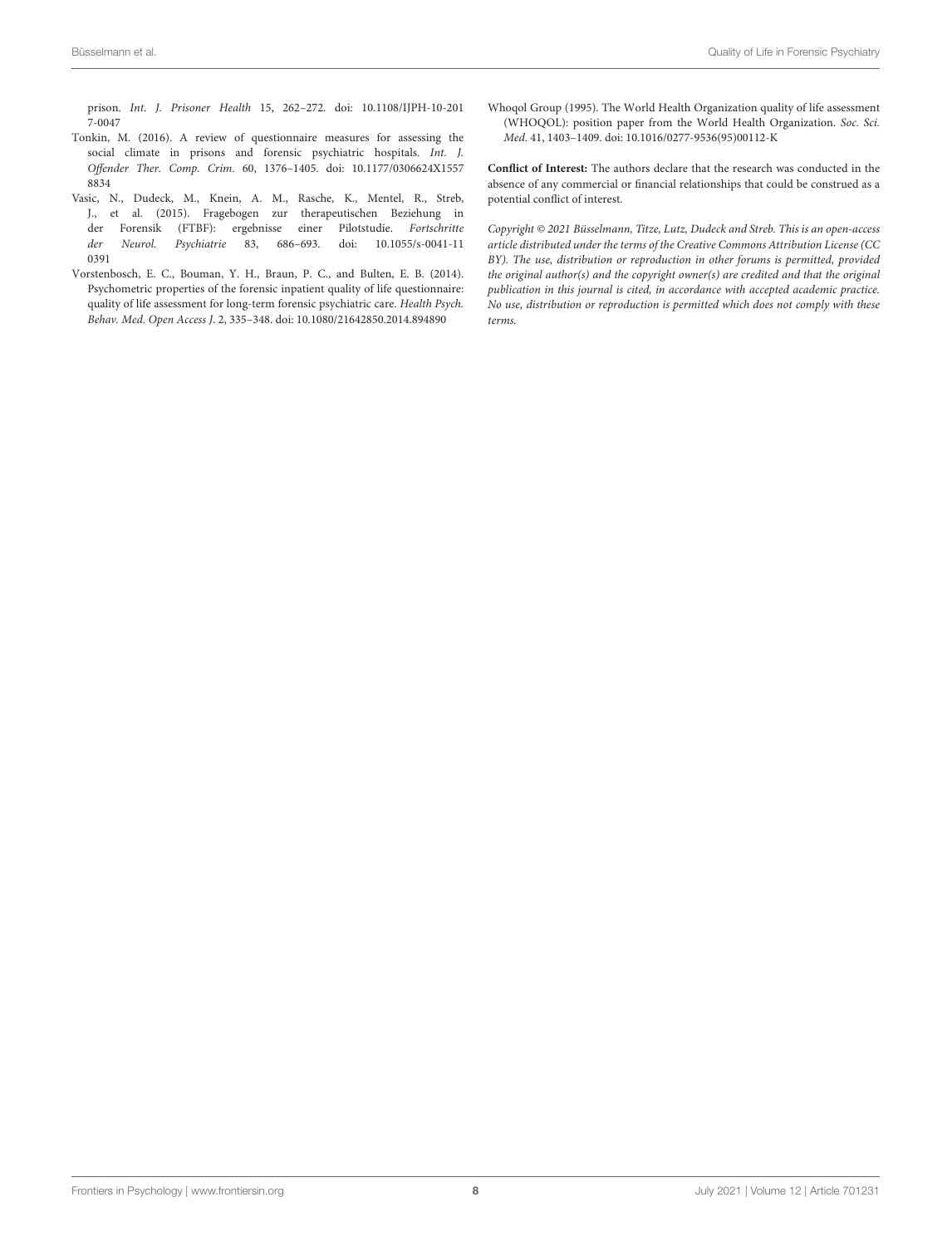prison. *Int. J. Prisoner Health* 15, 262–272. doi: 10.1108/IJPH-10-2017-0047

Tonkin, M. (2016). A review of questionnaire measures for assessing the social climate in prisons and forensic psychiatric hospitals. *Int. J. Offender Ther. Comp. Crim.* 60, 1376–1405. doi: 10.1177/0306624X15578834

Vasic, N., Dudeck, M., Knein, A. M., Rasche, K., Mentel, R., Streb, J., et al. (2015). Fragebogen zur therapeutischen Beziehung in der Forensik (FTBF): ergebnisse einer Pilotstudie. *Fortschritte der Neurol. Psychiatrie* 83, 686–693. doi: 10.1055/s-0041-110391

Vorstenbosch, E. C., Bouman, Y. H., Braun, P. C., and Bulten, E. B. (2014). Psychometric properties of the forensic inpatient quality of life questionnaire: quality of life assessment for long-term forensic psychiatric care. *Health Psych. Behav. Med. Open Access J.* 2, 335–348. doi: 10.1080/21642850.2014.894890

Whoqol Group (1995). The World Health Organization quality of life assessment (WHOQOL): position paper from the World Health Organization. *Soc. Sci. Med.* 41, 1403–1409. doi: 10.1016/0277-9536(95)00112-K

**Conflict of Interest:** The authors declare that the research was conducted in the absence of any commercial or financial relationships that could be construed as a potential conflict of interest.

*Copyright © 2021 Büsselmann, Titze, Lutz, Dudeck and Streb. This is an open-access article distributed under the terms of the Creative Commons Attribution License (CC BY). The use, distribution or reproduction in other forums is permitted, provided the original author(s) and the copyright owner(s) are credited and that the original publication in this journal is cited, in accordance with accepted academic practice. No use, distribution or reproduction is permitted which does not comply with these terms.*